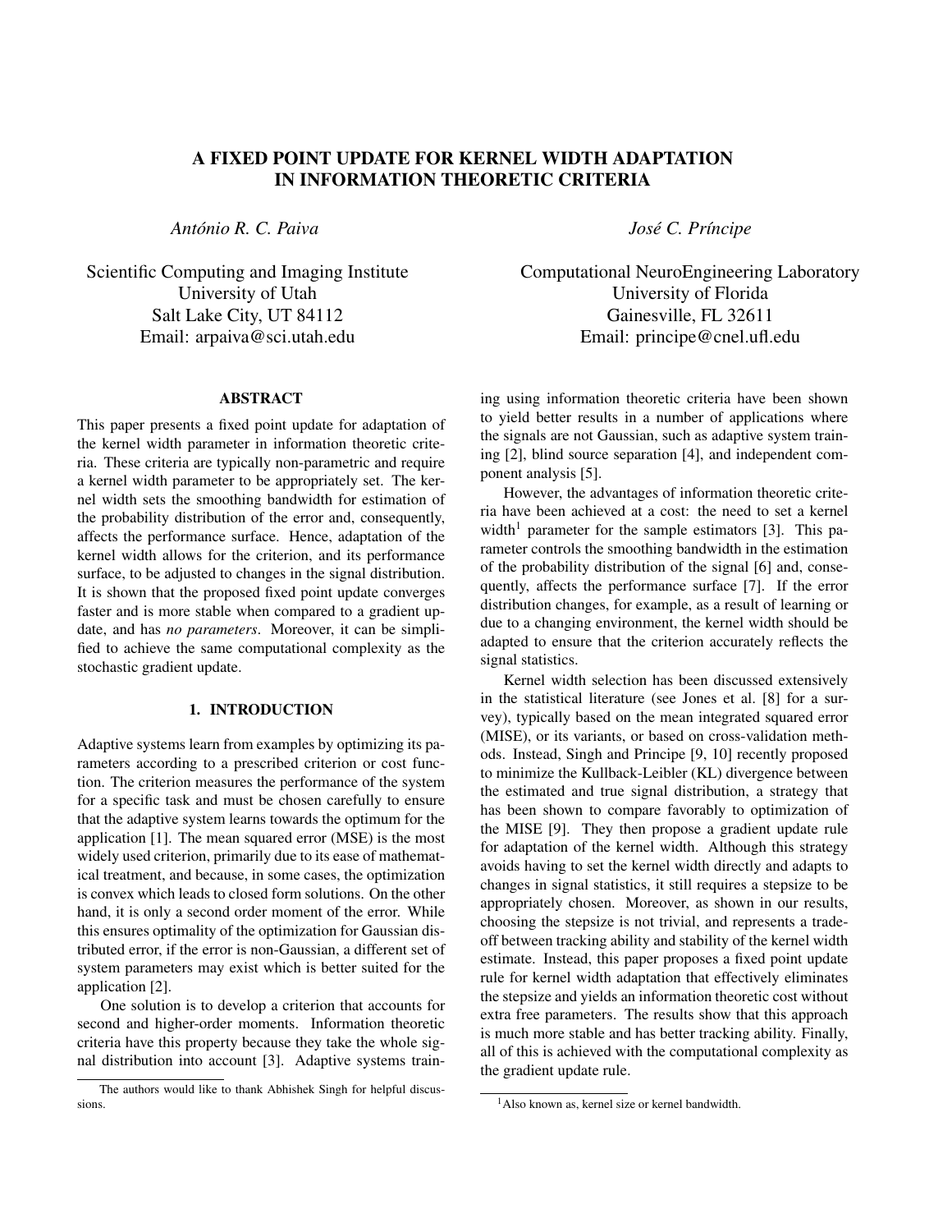# A FIXED POINT UPDATE FOR KERNEL WIDTH ADAPTATION IN INFORMATION THEORETIC CRITERIA

*António R. C. Paiva*

Scientific Computing and Imaging Institute
University of Utah
Salt Lake City, UT 84112
Email: arpaiva@sci.utah.edu

*José C. Príncipe*

Computational NeuroEngineering Laboratory
University of Florida
Gainesville, FL 32611
Email: principe@cnel.ufl.edu

## ABSTRACT

This paper presents a fixed point update for adaptation of the kernel width parameter in information theoretic criteria. These criteria are typically non-parametric and require a kernel width parameter to be appropriately set. The kernel width sets the smoothing bandwidth for estimation of the probability distribution of the error and, consequently, affects the performance surface. Hence, adaptation of the kernel width allows for the criterion, and its performance surface, to be adjusted to changes in the signal distribution. It is shown that the proposed fixed point update converges faster and is more stable when compared to a gradient update, and has *no parameters*. Moreover, it can be simplified to achieve the same computational complexity as the stochastic gradient update.

## 1. INTRODUCTION

Adaptive systems learn from examples by optimizing its parameters according to a prescribed criterion or cost function. The criterion measures the performance of the system for a specific task and must be chosen carefully to ensure that the adaptive system learns towards the optimum for the application [1]. The mean squared error (MSE) is the most widely used criterion, primarily due to its ease of mathematical treatment, and because, in some cases, the optimization is convex which leads to closed form solutions. On the other hand, it is only a second order moment of the error. While this ensures optimality of the optimization for Gaussian distributed error, if the error is non-Gaussian, a different set of system parameters may exist which is better suited for the application [2].

One solution is to develop a criterion that accounts for second and higher-order moments. Information theoretic criteria have this property because they take the whole signal distribution into account [3]. Adaptive systems training using information theoretic criteria have been shown to yield better results in a number of applications where the signals are not Gaussian, such as adaptive system training [2], blind source separation [4], and independent component analysis [5].

However, the advantages of information theoretic criteria have been achieved at a cost: the need to set a kernel width[1] parameter for the sample estimators [3]. This parameter controls the smoothing bandwidth in the estimation of the probability distribution of the signal [6] and, consequently, affects the performance surface [7]. If the error distribution changes, for example, as a result of learning or due to a changing environment, the kernel width should be adapted to ensure that the criterion accurately reflects the signal statistics.

Kernel width selection has been discussed extensively in the statistical literature (see Jones et al. [8] for a survey), typically based on the mean integrated squared error (MISE), or its variants, or based on cross-validation methods. Instead, Singh and Principe [9, 10] recently proposed to minimize the Kullback-Leibler (KL) divergence between the estimated and true signal distribution, a strategy that has been shown to compare favorably to optimization of the MISE [9]. They then propose a gradient update rule for adaptation of the kernel width. Although this strategy avoids having to set the kernel width directly and adapts to changes in signal statistics, it still requires a stepsize to be appropriately chosen. Moreover, as shown in our results, choosing the stepsize is not trivial, and represents a tradeoff between tracking ability and stability of the kernel width estimate. Instead, this paper proposes a fixed point update rule for kernel width adaptation that effectively eliminates the stepsize and yields an information theoretic cost without extra free parameters. The results show that this approach is much more stable and has better tracking ability. Finally, all of this is achieved with the computational complexity as the gradient update rule.

The authors would like to thank Abhishek Singh for helpful discussions.

[1] Also known as, kernel size or kernel bandwidth.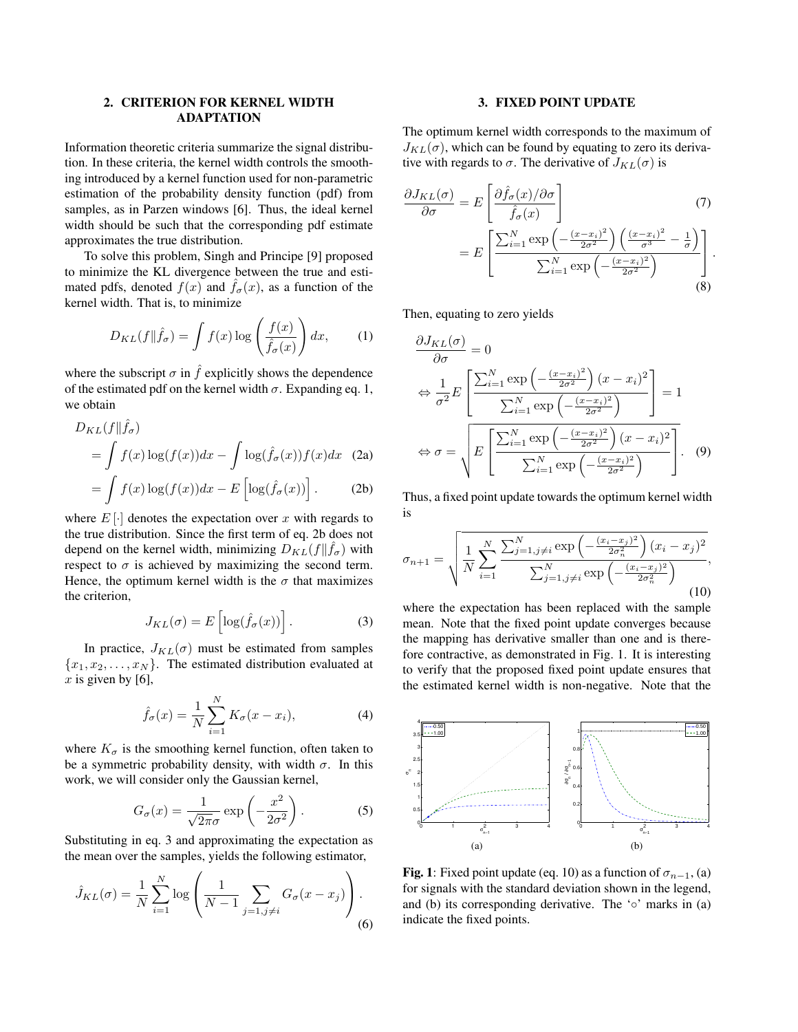## 2. CRITERION FOR KERNEL WIDTH ADAPTATION

Information theoretic criteria summarize the signal distribution. In these criteria, the kernel width controls the smoothing introduced by a kernel function used for non-parametric estimation of the probability density function (pdf) from samples, as in Parzen windows [6]. Thus, the ideal kernel width should be such that the corresponding pdf estimate approximates the true distribution.

To solve this problem, Singh and Principe [9] proposed to minimize the KL divergence between the true and estimated pdfs, denoted $f(x)$ and $\hat{f}_\sigma(x)$, as a function of the kernel width. That is, to minimize

$$D_{KL}(f\|\hat{f}_\sigma) = \int f(x) \log\left(\frac{f(x)}{\hat{f}_\sigma(x)}\right) dx, \qquad (1)$$

where the subscript $\sigma$ in $\hat{f}$ explicitly shows the dependence of the estimated pdf on the kernel width $\sigma$. Expanding eq. 1, we obtain

$$\begin{aligned} D_{KL}&(f\|\hat{f}_\sigma) \\ &= \int f(x)\log(f(x))dx - \int \log(\hat{f}_\sigma(x))f(x)dx \quad (2a) \\ &= \int f(x)\log(f(x))dx - E\left[\log(\hat{f}_\sigma(x))\right]. \quad (2b) \end{aligned}$$

where $E[\cdot]$ denotes the expectation over $x$ with regards to the true distribution. Since the first term of eq. 2b does not depend on the kernel width, minimizing $D_{KL}(f\|\hat{f}_\sigma)$ with respect to $\sigma$ is achieved by maximizing the second term. Hence, the optimum kernel width is the $\sigma$ that maximizes the criterion,

$$J_{KL}(\sigma) = E\left[\log(\hat{f}_\sigma(x))\right]. \qquad (3)$$

In practice, $J_{KL}(\sigma)$ must be estimated from samples $\{x_1, x_2, \ldots, x_N\}$. The estimated distribution evaluated at $x$ is given by [6],

$$\hat{f}_\sigma(x) = \frac{1}{N}\sum_{i=1}^{N} K_\sigma(x - x_i), \qquad (4)$$

where $K_\sigma$ is the smoothing kernel function, often taken to be a symmetric probability density, with width $\sigma$. In this work, we will consider only the Gaussian kernel,

$$G_\sigma(x) = \frac{1}{\sqrt{2\pi}\sigma}\exp\left(-\frac{x^2}{2\sigma^2}\right). \qquad (5)$$

Substituting in eq. 3 and approximating the expectation as the mean over the samples, yields the following estimator,

$$\hat{J}_{KL}(\sigma) = \frac{1}{N}\sum_{i=1}^{N}\log\left(\frac{1}{N-1}\sum_{j=1, j\neq i} G_\sigma(x - x_j)\right). \qquad (6)$$

## 3. FIXED POINT UPDATE

The optimum kernel width corresponds to the maximum of $J_{KL}(\sigma)$, which can be found by equating to zero its derivative with regards to $\sigma$. The derivative of $J_{KL}(\sigma)$ is

$$\frac{\partial J_{KL}(\sigma)}{\partial \sigma} = E\left[\frac{\partial \hat{f}_\sigma(x)/\partial\sigma}{\hat{f}_\sigma(x)}\right] \qquad (7)$$

$$= E\left[\frac{\sum_{i=1}^{N}\exp\left(-\frac{(x-x_i)^2}{2\sigma^2}\right)\left(\frac{(x-x_i)^2}{\sigma^3} - \frac{1}{\sigma}\right)}{\sum_{i=1}^{N}\exp\left(-\frac{(x-x_i)^2}{2\sigma^2}\right)}\right]. \qquad (8)$$

Then, equating to zero yields

$$\begin{aligned} &\frac{\partial J_{KL}(\sigma)}{\partial\sigma} = 0 \\ \Leftrightarrow\ &\frac{1}{\sigma^2}E\left[\frac{\sum_{i=1}^{N}\exp\left(-\frac{(x-x_i)^2}{2\sigma^2}\right)(x-x_i)^2}{\sum_{i=1}^{N}\exp\left(-\frac{(x-x_i)^2}{2\sigma^2}\right)}\right] = 1 \\ \Leftrightarrow\ &\sigma = \sqrt{E\left[\frac{\sum_{i=1}^{N}\exp\left(-\frac{(x-x_i)^2}{2\sigma^2}\right)(x-x_i)^2}{\sum_{i=1}^{N}\exp\left(-\frac{(x-x_i)^2}{2\sigma^2}\right)}\right]}. \quad (9) \end{aligned}$$

Thus, a fixed point update towards the optimum kernel width is

$$\sigma_{n+1} = \sqrt{\frac{1}{N}\sum_{i=1}^{N}\frac{\sum_{j=1,j\neq i}^{N}\exp\left(-\frac{(x_i-x_j)^2}{2\sigma_n^2}\right)(x_i-x_j)^2}{\sum_{j=1,j\neq i}^{N}\exp\left(-\frac{(x_i-x_j)^2}{2\sigma_n^2}\right)}}, \qquad (10)$$

where the expectation has been replaced with the sample mean. Note that the fixed point update converges because the mapping has derivative smaller than one and is therefore contractive, as demonstrated in Fig. 1. It is interesting to verify that the proposed fixed point update ensures that the estimated kernel width is non-negative. Note that the

**Fig. 1**: Fixed point update (eq. 10) as a function of $\sigma_{n-1}$, (a) for signals with the standard deviation shown in the legend, and (b) its corresponding derivative. The '∘' marks in (a) indicate the fixed points.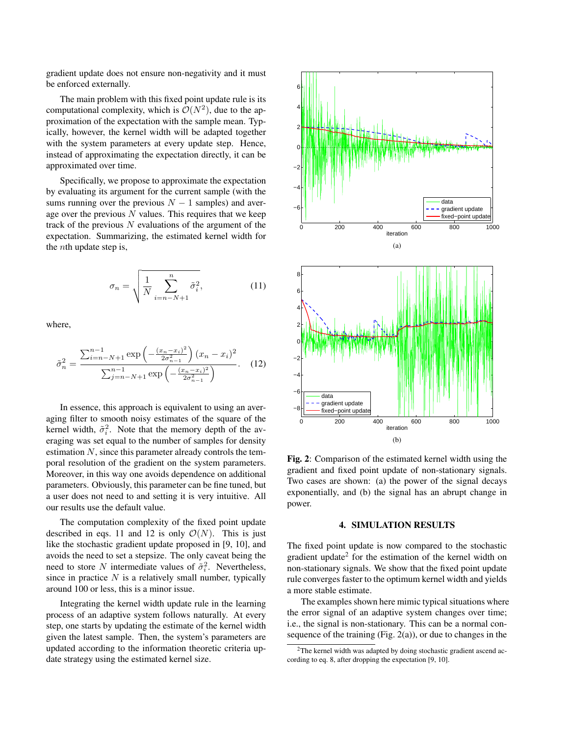gradient update does not ensure non-negativity and it must be enforced externally.

The main problem with this fixed point update rule is its computational complexity, which is $\mathcal{O}(N^2)$, due to the approximation of the expectation with the sample mean. Typically, however, the kernel width will be adapted together with the system parameters at every update step. Hence, instead of approximating the expectation directly, it can be approximated over time.

Specifically, we propose to approximate the expectation by evaluating its argument for the current sample (with the sums running over the previous $N-1$ samples) and average over the previous $N$ values. This requires that we keep track of the previous $N$ evaluations of the argument of the expectation. Summarizing, the estimated kernel width for the $n$th update step is,

$$\sigma_n = \sqrt{\frac{1}{N}\sum_{i=n-N+1}^{n} \tilde{\sigma}_i^2}, \tag{11}$$

where,

$$\tilde{\sigma}_n^2 = \frac{\sum_{i=n-N+1}^{n-1} \exp\left(-\frac{(x_n-x_i)^2}{2\sigma_{n-1}^2}\right)(x_n-x_i)^2}{\sum_{j=n-N+1}^{n-1} \exp\left(-\frac{(x_n-x_i)^2}{2\sigma_{n-1}^2}\right)}. \tag{12}$$

In essence, this approach is equivalent to using an averaging filter to smooth noisy estimates of the square of the kernel width, $\tilde{\sigma}_i^2$. Note that the memory depth of the averaging was set equal to the number of samples for density estimation $N$, since this parameter already controls the temporal resolution of the gradient on the system parameters. Moreover, in this way one avoids dependence on additional parameters. Obviously, this parameter can be fine tuned, but a user does not need to and setting it is very intuitive. All our results use the default value.

The computation complexity of the fixed point update described in eqs. 11 and 12 is only $\mathcal{O}(N)$. This is just like the stochastic gradient update proposed in [9, 10], and avoids the need to set a stepsize. The only caveat being the need to store $N$ intermediate values of $\tilde{\sigma}_i^2$. Nevertheless, since in practice $N$ is a relatively small number, typically around 100 or less, this is a minor issue.

Integrating the kernel width update rule in the learning process of an adaptive system follows naturally. At every step, one starts by updating the estimate of the kernel width given the latest sample. Then, the system's parameters are updated according to the information theoretic criteria update strategy using the estimated kernel size.

(a)

(b)

**Fig. 2**: Comparison of the estimated kernel width using the gradient and fixed point update of non-stationary signals. Two cases are shown: (a) the power of the signal decays exponentially, and (b) the signal has an abrupt change in power.

## 4. SIMULATION RESULTS

The fixed point update is now compared to the stochastic gradient update[2] for the estimation of the kernel width on non-stationary signals. We show that the fixed point update rule converges faster to the optimum kernel width and yields a more stable estimate.

The examples shown here mimic typical situations where the error signal of an adaptive system changes over time; i.e., the signal is non-stationary. This can be a normal consequence of the training (Fig. 2(a)), or due to changes in the

[2] The kernel width was adapted by doing stochastic gradient ascend according to eq. 8, after dropping the expectation [9, 10].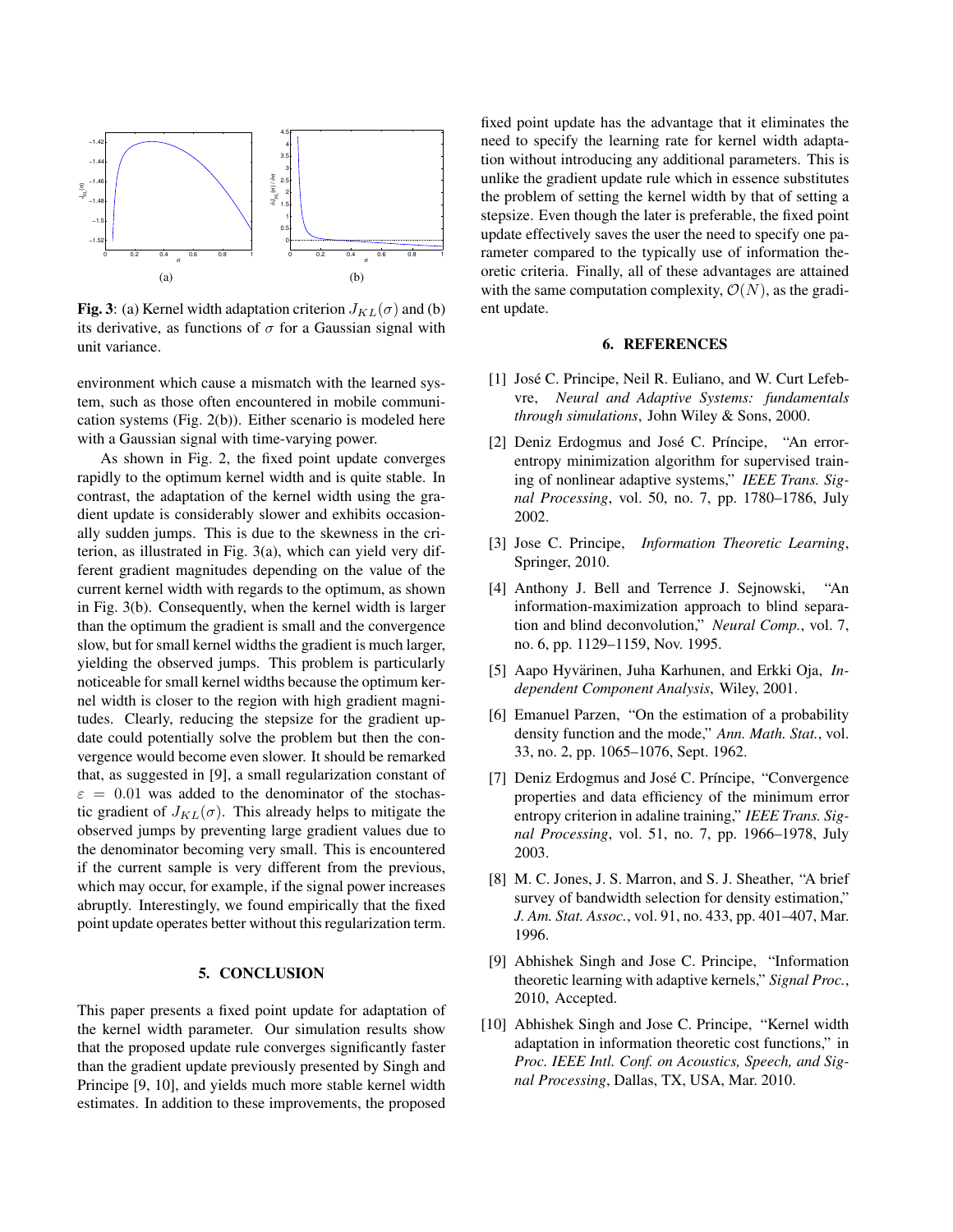-1.42
-1.44
-1.46
-1.48
-1.5
-1.52
$-J_{KL}(\sigma)$
0 0.2 0.4 0.6 0.8 1
$\sigma$
(a)

4.5
4
3.5
3
2.5
2
1.5
1
0.5
0
$\partial J_{KL}(\sigma) / \partial \sigma$
0 0.2 0.4 0.6 0.8 1
$\sigma$
(b)

**Fig. 3**: (a) Kernel width adaptation criterion $J_{KL}(\sigma)$ and (b) its derivative, as functions of $\sigma$ for a Gaussian signal with unit variance.

environment which cause a mismatch with the learned system, such as those often encountered in mobile communication systems (Fig. 2(b)). Either scenario is modeled here with a Gaussian signal with time-varying power.

As shown in Fig. 2, the fixed point update converges rapidly to the optimum kernel width and is quite stable. In contrast, the adaptation of the kernel width using the gradient update is considerably slower and exhibits occasionally sudden jumps. This is due to the skewness in the criterion, as illustrated in Fig. 3(a), which can yield very different gradient magnitudes depending on the value of the current kernel width with regards to the optimum, as shown in Fig. 3(b). Consequently, when the kernel width is larger than the optimum the gradient is small and the convergence slow, but for small kernel widths the gradient is much larger, yielding the observed jumps. This problem is particularly noticeable for small kernel widths because the optimum kernel width is closer to the region with high gradient magnitudes. Clearly, reducing the stepsize for the gradient update could potentially solve the problem but then the convergence would become even slower. It should be remarked that, as suggested in [9], a small regularization constant of $\varepsilon = 0.01$ was added to the denominator of the stochastic gradient of $J_{KL}(\sigma)$. This already helps to mitigate the observed jumps by preventing large gradient values due to the denominator becoming very small. This is encountered if the current sample is very different from the previous, which may occur, for example, if the signal power increases abruptly. Interestingly, we found empirically that the fixed point update operates better without this regularization term.

## 5. CONCLUSION

This paper presents a fixed point update for adaptation of the kernel width parameter. Our simulation results show that the proposed update rule converges significantly faster than the gradient update previously presented by Singh and Principe [9, 10], and yields much more stable kernel width estimates. In addition to these improvements, the proposed fixed point update has the advantage that it eliminates the need to specify the learning rate for kernel width adaptation without introducing any additional parameters. This is unlike the gradient update rule which in essence substitutes the problem of setting the kernel width by that of setting a stepsize. Even though the later is preferable, the fixed point update effectively saves the user the need to specify one parameter compared to the typically use of information theoretic criteria. Finally, all of these advantages are attained with the same computation complexity, $\mathcal{O}(N)$, as the gradient update.

## 6. REFERENCES

[1] José C. Principe, Neil R. Euliano, and W. Curt Lefebvre, *Neural and Adaptive Systems: fundamentals through simulations*, John Wiley & Sons, 2000.

[2] Deniz Erdogmus and José C. Príncipe, "An error-entropy minimization algorithm for supervised training of nonlinear adaptive systems," *IEEE Trans. Signal Processing*, vol. 50, no. 7, pp. 1780–1786, July 2002.

[3] Jose C. Principe, *Information Theoretic Learning*, Springer, 2010.

[4] Anthony J. Bell and Terrence J. Sejnowski, "An information-maximization approach to blind separation and blind deconvolution," *Neural Comp.*, vol. 7, no. 6, pp. 1129–1159, Nov. 1995.

[5] Aapo Hyvärinen, Juha Karhunen, and Erkki Oja, *Independent Component Analysis*, Wiley, 2001.

[6] Emanuel Parzen, "On the estimation of a probability density function and the mode," *Ann. Math. Stat.*, vol. 33, no. 2, pp. 1065–1076, Sept. 1962.

[7] Deniz Erdogmus and José C. Príncipe, "Convergence properties and data efficiency of the minimum error entropy criterion in adaline training," *IEEE Trans. Signal Processing*, vol. 51, no. 7, pp. 1966–1978, July 2003.

[8] M. C. Jones, J. S. Marron, and S. J. Sheather, "A brief survey of bandwidth selection for density estimation," *J. Am. Stat. Assoc.*, vol. 91, no. 433, pp. 401–407, Mar. 1996.

[9] Abhishek Singh and Jose C. Principe, "Information theoretic learning with adaptive kernels," *Signal Proc.*, 2010, Accepted.

[10] Abhishek Singh and Jose C. Principe, "Kernel width adaptation in information theoretic cost functions," in *Proc. IEEE Intl. Conf. on Acoustics, Speech, and Signal Processing*, Dallas, TX, USA, Mar. 2010.